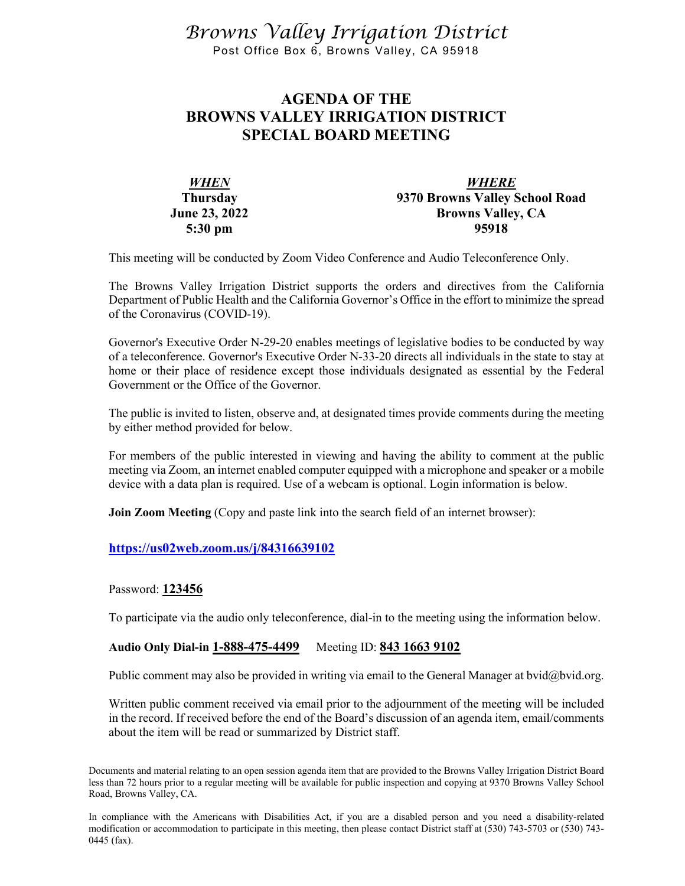*Browns Valley Irrigation District*

Post Office Box 6, Browns Valley, CA 95918

# AGENDA OF THE BROWNS VALLEY IRRIGATION DISTRICT SPECIAL BOARD MEETING

| ***WHEN*** | ***WHERE*** |
|---|---|
| **Thursday** | **9370 Browns Valley School Road** |
| **June 23, 2022** | **Browns Valley, CA** |
| **5:30 pm** | **95918** |

This meeting will be conducted by Zoom Video Conference and Audio Teleconference Only.

The Browns Valley Irrigation District supports the orders and directives from the California Department of Public Health and the California Governor's Office in the effort to minimize the spread of the Coronavirus (COVID-19).

Governor's Executive Order N-29-20 enables meetings of legislative bodies to be conducted by way of a teleconference. Governor's Executive Order N-33-20 directs all individuals in the state to stay at home or their place of residence except those individuals designated as essential by the Federal Government or the Office of the Governor.

The public is invited to listen, observe and, at designated times provide comments during the meeting by either method provided for below.

For members of the public interested in viewing and having the ability to comment at the public meeting via Zoom, an internet enabled computer equipped with a microphone and speaker or a mobile device with a data plan is required. Use of a webcam is optional. Login information is below.

**Join Zoom Meeting** (Copy and paste link into the search field of an internet browser):

**https://us02web.zoom.us/j/84316639102**

Password: **123456**

To participate via the audio only teleconference, dial-in to the meeting using the information below.

**Audio Only Dial-in 1-888-475-4499** Meeting ID: **843 1663 9102**

Public comment may also be provided in writing via email to the General Manager at bvid@bvid.org.

Written public comment received via email prior to the adjournment of the meeting will be included in the record. If received before the end of the Board's discussion of an agenda item, email/comments about the item will be read or summarized by District staff.

Documents and material relating to an open session agenda item that are provided to the Browns Valley Irrigation District Board less than 72 hours prior to a regular meeting will be available for public inspection and copying at 9370 Browns Valley School Road, Browns Valley, CA.

In compliance with the Americans with Disabilities Act, if you are a disabled person and you need a disability-related modification or accommodation to participate in this meeting, then please contact District staff at (530) 743-5703 or (530) 743-0445 (fax).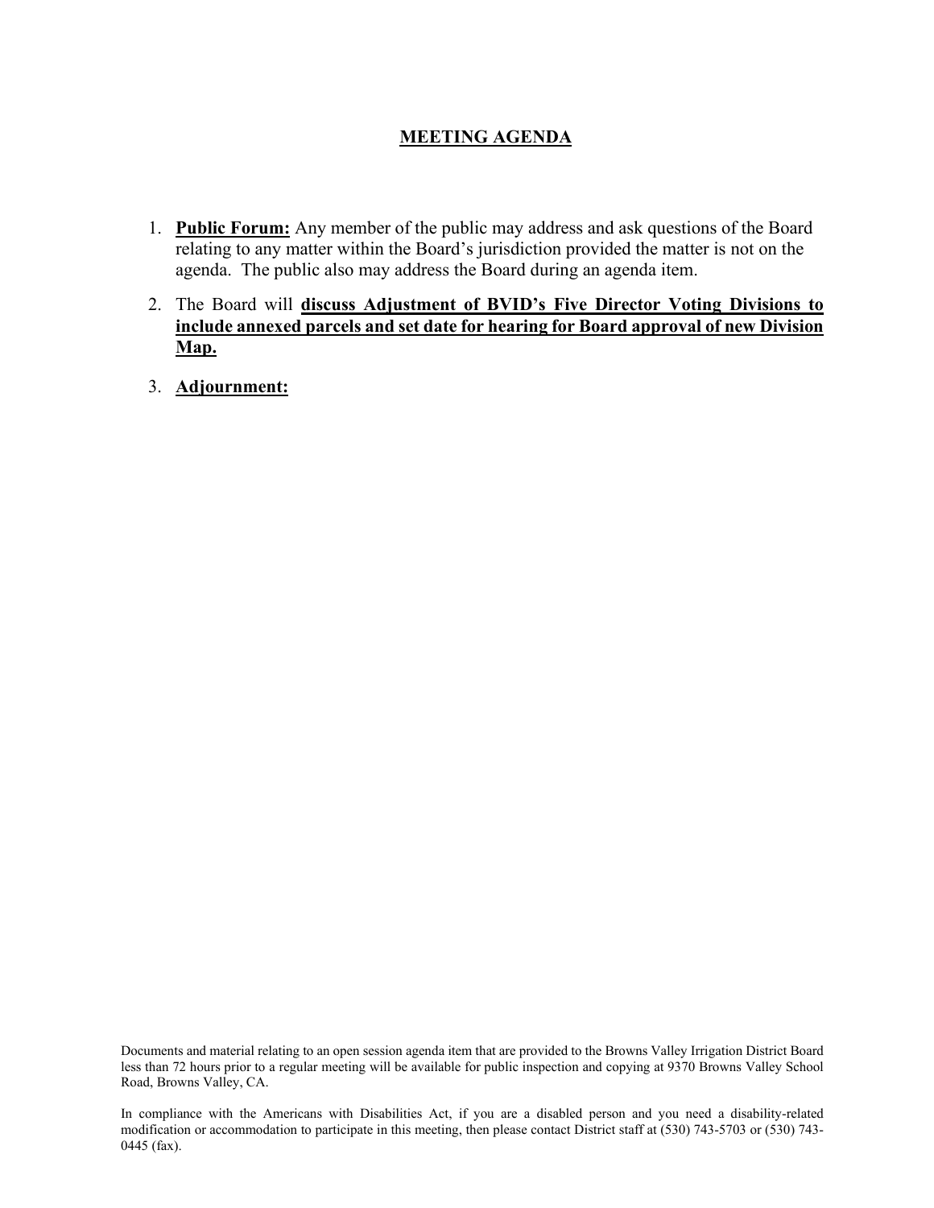## MEETING AGENDA

1. **Public Forum:** Any member of the public may address and ask questions of the Board relating to any matter within the Board's jurisdiction provided the matter is not on the agenda. The public also may address the Board during an agenda item.

2. The Board will **discuss Adjustment of BVID's Five Director Voting Divisions to include annexed parcels and set date for hearing for Board approval of new Division Map.**

3. **Adjournment:**

Documents and material relating to an open session agenda item that are provided to the Browns Valley Irrigation District Board less than 72 hours prior to a regular meeting will be available for public inspection and copying at 9370 Browns Valley School Road, Browns Valley, CA.

In compliance with the Americans with Disabilities Act, if you are a disabled person and you need a disability-related modification or accommodation to participate in this meeting, then please contact District staff at (530) 743-5703 or (530) 743-0445 (fax).